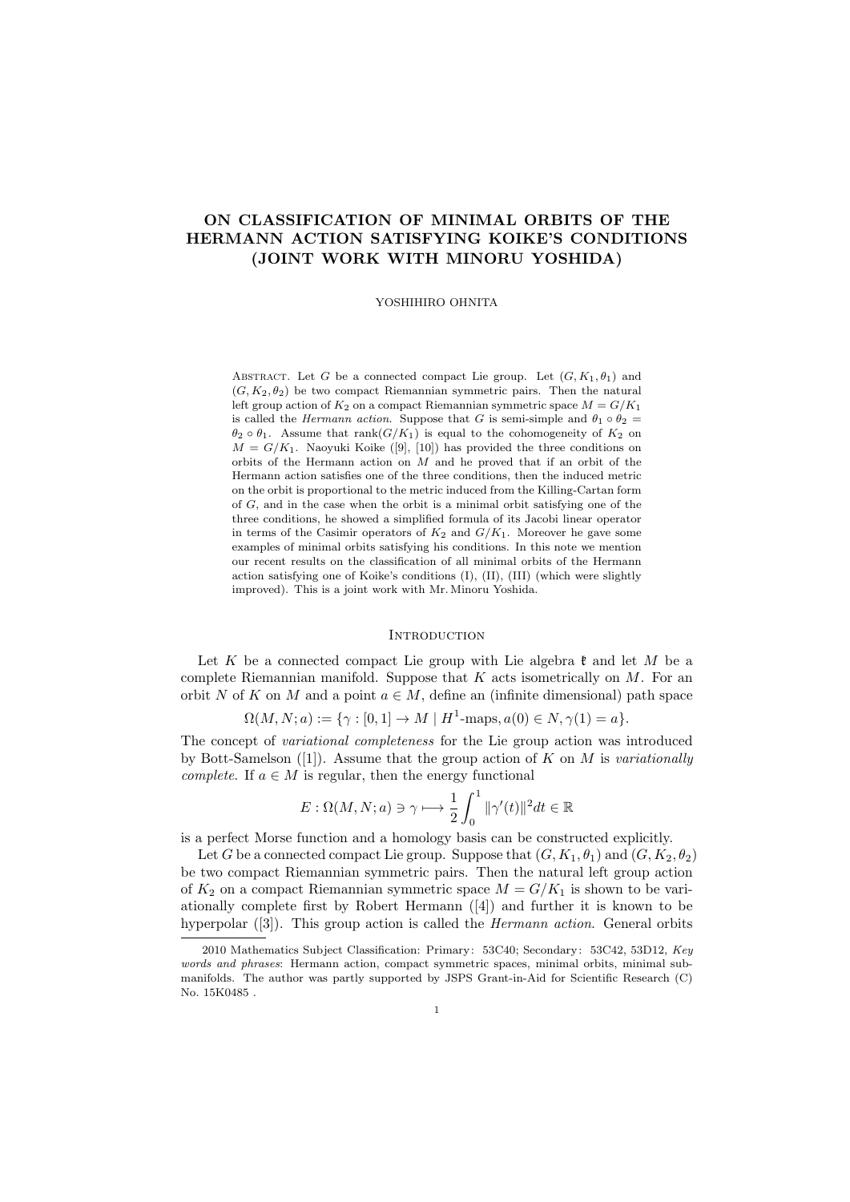# ON CLASSIFICATION OF MINIMAL ORBITS OF THE HERMANN ACTION SATISFYING KOIKE'S CONDITIONS (JOINT WORK WITH MINORU YOSHIDA)

YOSHIHIRO OHNITA

Abstract. Let $G$ be a connected compact Lie group. Let $(G, K_1, \theta_1)$ and $(G, K_2, \theta_2)$ be two compact Riemannian symmetric pairs. Then the natural left group action of $K_2$ on a compact Riemannian symmetric space $M = G/K_1$ is called the *Hermann action*. Suppose that $G$ is semi-simple and $\theta_1 \circ \theta_2 = \theta_2 \circ \theta_1$. Assume that $\mathrm{rank}(G/K_1)$ is equal to the cohomogeneity of $K_2$ on $M = G/K_1$. Naoyuki Koike ([9], [10]) has provided the three conditions on orbits of the Hermann action on $M$ and he proved that if an orbit of the Hermann action satisfies one of the three conditions, then the induced metric on the orbit is proportional to the metric induced from the Killing-Cartan form of $G$, and in the case when the orbit is a minimal orbit satisfying one of the three conditions, he showed a simplified formula of its Jacobi linear operator in terms of the Casimir operators of $K_2$ and $G/K_1$. Moreover he gave some examples of minimal orbits satisfying his conditions. In this note we mention our recent results on the classification of all minimal orbits of the Hermann action satisfying one of Koike's conditions (I), (II), (III) (which were slightly improved). This is a joint work with Mr. Minoru Yoshida.

## Introduction

Let $K$ be a connected compact Lie group with Lie algebra $\mathfrak{k}$ and let $M$ be a complete Riemannian manifold. Suppose that $K$ acts isometrically on $M$. For an orbit $N$ of $K$ on $M$ and a point $a \in M$, define an (infinite dimensional) path space

$$\Omega(M, N; a) := \{\gamma : [0, 1] \to M \mid H^1\text{-maps}, a(0) \in N, \gamma(1) = a\}.$$

The concept of *variational completeness* for the Lie group action was introduced by Bott-Samelson ([1]). Assume that the group action of $K$ on $M$ is *variationally complete*. If $a \in M$ is regular, then the energy functional

$$E : \Omega(M, N; a) \ni \gamma \longmapsto \frac{1}{2}\int_0^1 \|\gamma'(t)\|^2 dt \in \mathbb{R}$$

is a perfect Morse function and a homology basis can be constructed explicitly.

Let $G$ be a connected compact Lie group. Suppose that $(G, K_1, \theta_1)$ and $(G, K_2, \theta_2)$ be two compact Riemannian symmetric pairs. Then the natural left group action of $K_2$ on a compact Riemannian symmetric space $M = G/K_1$ is shown to be variationally complete first by Robert Hermann ([4]) and further it is known to be hyperpolar ([3]). This group action is called the *Hermann action*. General orbits

2010 Mathematics Subject Classification: Primary: 53C40; Secondary: 53C42, 53D12, *Key words and phrases*: Hermann action, compact symmetric spaces, minimal orbits, minimal submanifolds. The author was partly supported by JSPS Grant-in-Aid for Scientific Research (C) No. 15K0485 .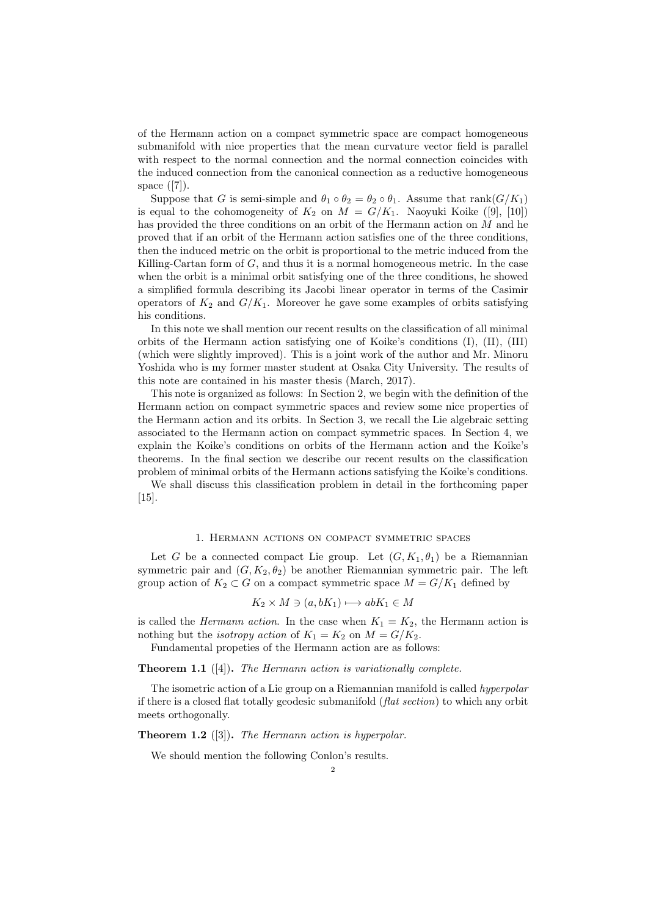of the Hermann action on a compact symmetric space are compact homogeneous submanifold with nice properties that the mean curvature vector field is parallel with respect to the normal connection and the normal connection coincides with the induced connection from the canonical connection as a reductive homogeneous space ([7]).

Suppose that $G$ is semi-simple and $\theta_1 \circ \theta_2 = \theta_2 \circ \theta_1$. Assume that $\operatorname{rank}(G/K_1)$ is equal to the cohomogeneity of $K_2$ on $M = G/K_1$. Naoyuki Koike ([9], [10]) has provided the three conditions on an orbit of the Hermann action on $M$ and he proved that if an orbit of the Hermann action satisfies one of the three conditions, then the induced metric on the orbit is proportional to the metric induced from the Killing-Cartan form of $G$, and thus it is a normal homogeneous metric. In the case when the orbit is a minimal orbit satisfying one of the three conditions, he showed a simplified formula describing its Jacobi linear operator in terms of the Casimir operators of $K_2$ and $G/K_1$. Moreover he gave some examples of orbits satisfying his conditions.

In this note we shall mention our recent results on the classification of all minimal orbits of the Hermann action satisfying one of Koike's conditions (I), (II), (III) (which were slightly improved). This is a joint work of the author and Mr. Minoru Yoshida who is my former master student at Osaka City University. The results of this note are contained in his master thesis (March, 2017).

This note is organized as follows: In Section 2, we begin with the definition of the Hermann action on compact symmetric spaces and review some nice properties of the Hermann action and its orbits. In Section 3, we recall the Lie algebraic setting associated to the Hermann action on compact symmetric spaces. In Section 4, we explain the Koike's conditions on orbits of the Hermann action and the Koike's theorems. In the final section we describe our recent results on the classification problem of minimal orbits of the Hermann actions satisfying the Koike's conditions.

We shall discuss this classification problem in detail in the forthcoming paper [15].

## 1. Hermann actions on compact symmetric spaces

Let $G$ be a connected compact Lie group. Let $(G, K_1, \theta_1)$ be a Riemannian symmetric pair and $(G, K_2, \theta_2)$ be another Riemannian symmetric pair. The left group action of $K_2 \subset G$ on a compact symmetric space $M = G/K_1$ defined by

$$K_2 \times M \ni (a, bK_1) \longmapsto abK_1 \in M$$

is called the *Hermann action*. In the case when $K_1 = K_2$, the Hermann action is nothing but the *isotropy action* of $K_1 = K_2$ on $M = G/K_2$.

Fundamental propeties of the Hermann action are as follows:

**Theorem 1.1** ([4])**.** *The Hermann action is variationally complete.*

The isometric action of a Lie group on a Riemannian manifold is called *hyperpolar* if there is a closed flat totally geodesic submanifold (*flat section*) to which any orbit meets orthogonally.

**Theorem 1.2** ([3])**.** *The Hermann action is hyperpolar.*

We should mention the following Conlon's results.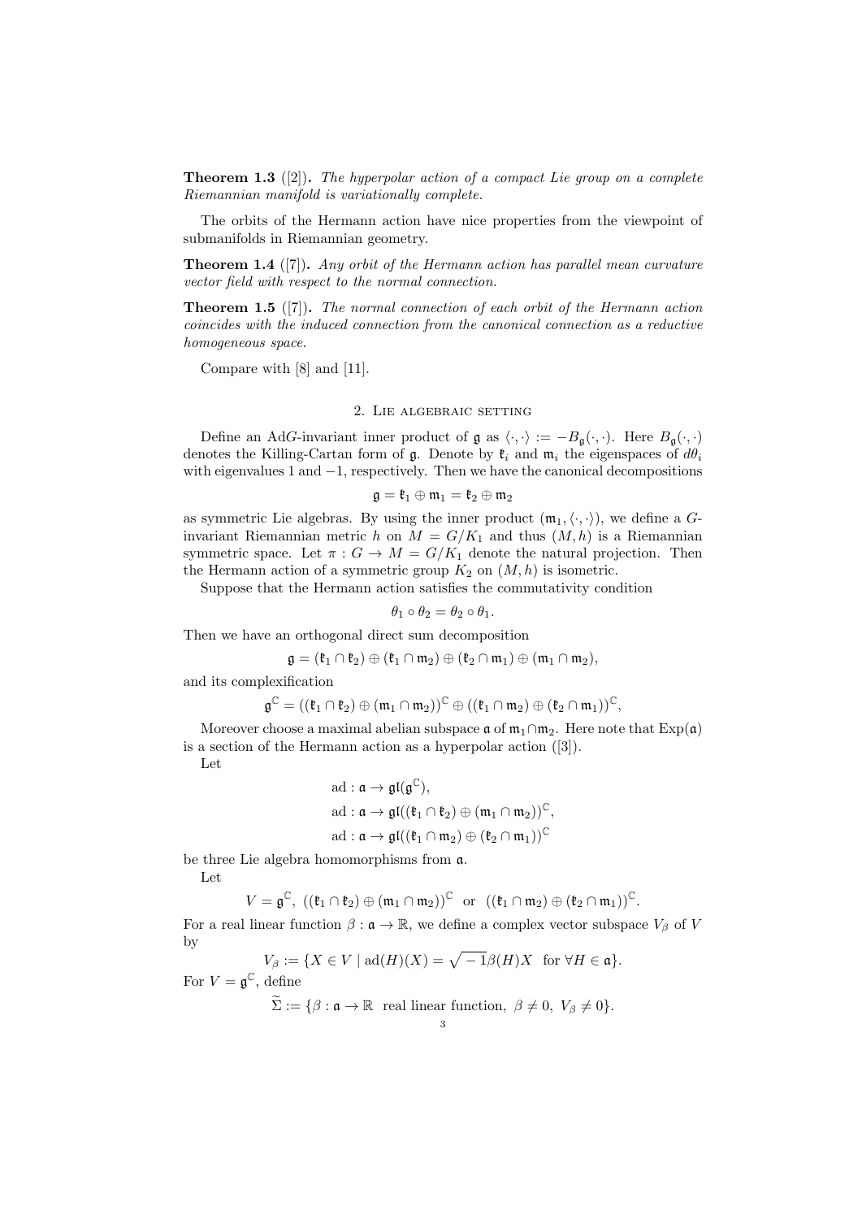**Theorem 1.3** ([2])**.** *The hyperpolar action of a compact Lie group on a complete Riemannian manifold is variationally complete.*

The orbits of the Hermann action have nice properties from the viewpoint of submanifolds in Riemannian geometry.

**Theorem 1.4** ([7])**.** *Any orbit of the Hermann action has parallel mean curvature vector field with respect to the normal connection.*

**Theorem 1.5** ([7])**.** *The normal connection of each orbit of the Hermann action coincides with the induced connection from the canonical connection as a reductive homogeneous space.*

Compare with [8] and [11].

## 2. Lie algebraic setting

Define an $\mathrm{Ad}G$-invariant inner product of $\mathfrak{g}$ as $\langle\cdot,\cdot\rangle := -B_{\mathfrak{g}}(\cdot,\cdot)$. Here $B_{\mathfrak{g}}(\cdot,\cdot)$ denotes the Killing-Cartan form of $\mathfrak{g}$. Denote by $\mathfrak{k}_i$ and $\mathfrak{m}_i$ the eigenspaces of $d\theta_i$ with eigenvalues $1$ and $-1$, respectively. Then we have the canonical decompositions

$$\mathfrak{g} = \mathfrak{k}_1 \oplus \mathfrak{m}_1 = \mathfrak{k}_2 \oplus \mathfrak{m}_2$$

as symmetric Lie algebras. By using the inner product $(\mathfrak{m}_1, \langle\cdot,\cdot\rangle)$, we define a $G$-invariant Riemannian metric $h$ on $M = G/K_1$ and thus $(M, h)$ is a Riemannian symmetric space. Let $\pi : G \to M = G/K_1$ denote the natural projection. Then the Hermann action of a symmetric group $K_2$ on $(M, h)$ is isometric.

Suppose that the Hermann action satisfies the commutativity condition

$$\theta_1 \circ \theta_2 = \theta_2 \circ \theta_1.$$

Then we have an orthogonal direct sum decomposition

$$\mathfrak{g} = (\mathfrak{k}_1 \cap \mathfrak{k}_2) \oplus (\mathfrak{k}_1 \cap \mathfrak{m}_2) \oplus (\mathfrak{k}_2 \cap \mathfrak{m}_1) \oplus (\mathfrak{m}_1 \cap \mathfrak{m}_2),$$

and its complexification

$$\mathfrak{g}^{\mathbb{C}} = ((\mathfrak{k}_1 \cap \mathfrak{k}_2) \oplus (\mathfrak{m}_1 \cap \mathfrak{m}_2))^{\mathbb{C}} \oplus ((\mathfrak{k}_1 \cap \mathfrak{m}_2) \oplus (\mathfrak{k}_2 \cap \mathfrak{m}_1))^{\mathbb{C}},$$

Moreover choose a maximal abelian subspace $\mathfrak{a}$ of $\mathfrak{m}_1 \cap \mathfrak{m}_2$. Here note that $\mathrm{Exp}(\mathfrak{a})$ is a section of the Hermann action as a hyperpolar action ([3]).

Let

$$\begin{aligned}
&\mathrm{ad} : \mathfrak{a} \to \mathfrak{gl}(\mathfrak{g}^{\mathbb{C}}),\\
&\mathrm{ad} : \mathfrak{a} \to \mathfrak{gl}((\mathfrak{k}_1 \cap \mathfrak{k}_2) \oplus (\mathfrak{m}_1 \cap \mathfrak{m}_2))^{\mathbb{C}},\\
&\mathrm{ad} : \mathfrak{a} \to \mathfrak{gl}((\mathfrak{k}_1 \cap \mathfrak{m}_2) \oplus (\mathfrak{k}_2 \cap \mathfrak{m}_1))^{\mathbb{C}}
\end{aligned}$$

be three Lie algebra homomorphisms from $\mathfrak{a}$.

Let

$$V = \mathfrak{g}^{\mathbb{C}},\ ((\mathfrak{k}_1 \cap \mathfrak{k}_2) \oplus (\mathfrak{m}_1 \cap \mathfrak{m}_2))^{\mathbb{C}} \ \text{ or } \ ((\mathfrak{k}_1 \cap \mathfrak{m}_2) \oplus (\mathfrak{k}_2 \cap \mathfrak{m}_1))^{\mathbb{C}}.$$

For a real linear function $\beta : \mathfrak{a} \to \mathbb{R}$, we define a complex vector subspace $V_\beta$ of $V$ by

$$V_\beta := \{X \in V \mid \mathrm{ad}(H)(X) = \sqrt{-1}\beta(H)X \ \text{ for } \forall H \in \mathfrak{a}\}.$$

For $V = \mathfrak{g}^{\mathbb{C}}$, define

$$\widetilde{\Sigma} := \{\beta : \mathfrak{a} \to \mathbb{R} \ \text{ real linear function}, \ \beta \neq 0, \ V_\beta \neq 0\}.$$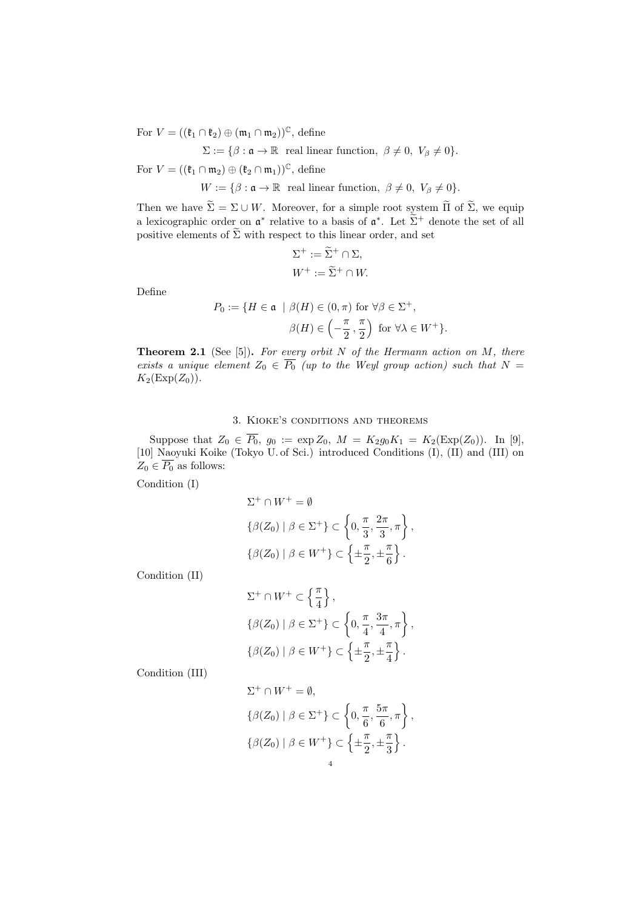For $V = ((\mathfrak{k}_1 \cap \mathfrak{k}_2) \oplus (\mathfrak{m}_1 \cap \mathfrak{m}_2))^{\mathbb{C}}$, define

$$\Sigma := \{\beta : \mathfrak{a} \to \mathbb{R} \ \text{ real linear function, } \beta \neq 0, \ V_\beta \neq 0\}.$$

For $V = ((\mathfrak{k}_1 \cap \mathfrak{m}_2) \oplus (\mathfrak{k}_2 \cap \mathfrak{m}_1))^{\mathbb{C}}$, define

$$W := \{\beta : \mathfrak{a} \to \mathbb{R} \ \text{ real linear function, } \beta \neq 0, \ V_\beta \neq 0\}.$$

Then we have $\widetilde{\Sigma} = \Sigma \cup W$. Moreover, for a simple root system $\widetilde{\Pi}$ of $\widetilde{\Sigma}$, we equip a lexicographic order on $\mathfrak{a}^*$ relative to a basis of $\mathfrak{a}^*$. Let $\widetilde{\Sigma}^+$ denote the set of all positive elements of $\widetilde{\Sigma}$ with respect to this linear order, and set

$$\Sigma^+ := \widetilde{\Sigma}^+ \cap \Sigma,$$
$$W^+ := \widetilde{\Sigma}^+ \cap W.$$

Define

$$P_0 := \{H \in \mathfrak{a} \ \mid \beta(H) \in (0, \pi) \text{ for } \forall \beta \in \Sigma^+, \\ \beta(H) \in \left(-\frac{\pi}{2}, \frac{\pi}{2}\right) \text{ for } \forall \lambda \in W^+\}.$$

**Theorem 2.1** (See [5])**.** *For every orbit $N$ of the Hermann action on $M$, there exists a unique element $Z_0 \in \overline{P_0}$ (up to the Weyl group action) such that $N = K_2(\mathrm{Exp}(Z_0))$.*

## 3. Kioke's conditions and theorems

Suppose that $Z_0 \in \overline{P_0}$, $g_0 := \exp Z_0$, $M = K_2 g_0 K_1 = K_2(\mathrm{Exp}(Z_0))$. In [9], [10] Naoyuki Koike (Tokyo U. of Sci.) introduced Conditions (I), (II) and (III) on $Z_0 \in \overline{P_0}$ as follows:

Condition (I)

$$\Sigma^+ \cap W^+ = \emptyset$$
$$\{\beta(Z_0) \mid \beta \in \Sigma^+\} \subset \left\{0, \frac{\pi}{3}, \frac{2\pi}{3}, \pi\right\},$$
$$\{\beta(Z_0) \mid \beta \in W^+\} \subset \left\{\pm\frac{\pi}{2}, \pm\frac{\pi}{6}\right\}.$$

Condition (II)

$$\Sigma^+ \cap W^+ \subset \left\{\frac{\pi}{4}\right\},$$
$$\{\beta(Z_0) \mid \beta \in \Sigma^+\} \subset \left\{0, \frac{\pi}{4}, \frac{3\pi}{4}, \pi\right\},$$
$$\{\beta(Z_0) \mid \beta \in W^+\} \subset \left\{\pm\frac{\pi}{2}, \pm\frac{\pi}{4}\right\}.$$

Condition (III)

$$\Sigma^+ \cap W^+ = \emptyset,$$
$$\{\beta(Z_0) \mid \beta \in \Sigma^+\} \subset \left\{0, \frac{\pi}{6}, \frac{5\pi}{6}, \pi\right\},$$
$$\{\beta(Z_0) \mid \beta \in W^+\} \subset \left\{\pm\frac{\pi}{2}, \pm\frac{\pi}{3}\right\}.$$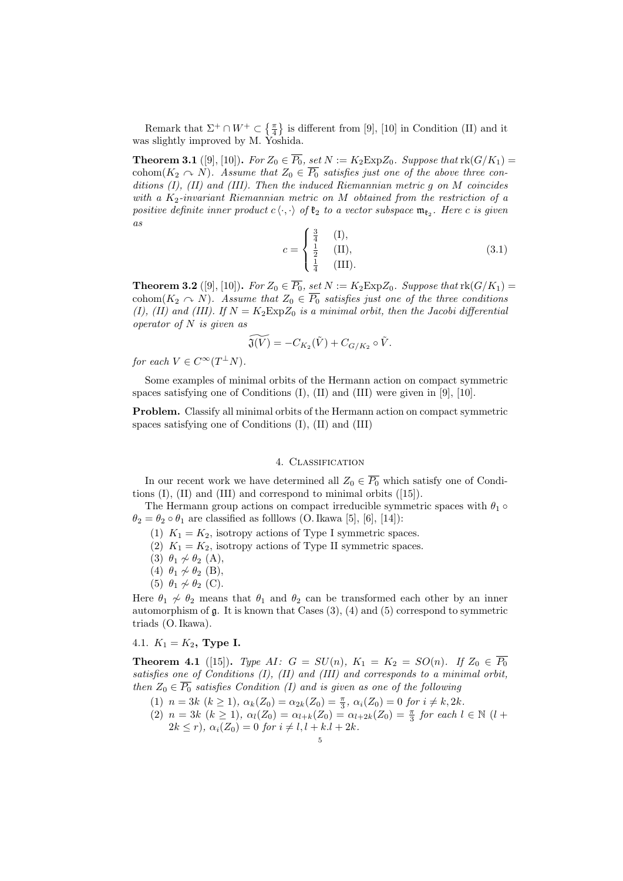Remark that $\Sigma^+ \cap W^+ \subset \left\{\frac{\pi}{4}\right\}$ is different from [9], [10] in Condition (II) and it was slightly improved by M. Yoshida.

**Theorem 3.1** ([9], [10])**.** *For $Z_0 \in \overline{P_0}$, set $N := K_2 \mathrm{Exp} Z_0$. Suppose that $\mathrm{rk}(G/K_1) = \mathrm{cohom}(K_2 \curvearrowright N)$. Assume that $Z_0 \in \overline{P_0}$ satisfies just one of the above three conditions (I), (II) and (III). Then the induced Riemannian metric $g$ on $M$ coincides with a $K_2$-invariant Riemannian metric on $M$ obtained from the restriction of a positive definite inner product $c\langle \cdot, \cdot \rangle$ of $\mathfrak{k}_2$ to a vector subspace $\mathfrak{m}_{\mathfrak{k}_2}$. Here $c$ is given as*

$$c = \begin{cases} \frac{3}{4} & \text{(I)}, \\ \frac{1}{2} & \text{(II)}, \\ \frac{1}{4} & \text{(III)}. \end{cases} \tag{3.1}$$

**Theorem 3.2** ([9], [10])**.** *For $Z_0 \in \overline{P_0}$, set $N := K_2 \mathrm{Exp} Z_0$. Suppose that $\mathrm{rk}(G/K_1) = \mathrm{cohom}(K_2 \curvearrowright N)$. Assume that $Z_0 \in \overline{P_0}$ satisfies just one of the three conditions (I), (II) and (III). If $N = K_2 \mathrm{Exp} Z_0$ is a minimal orbit, then the Jacobi differential operator of $N$ is given as*

$$\widetilde{\mathfrak{J}(V)} = -C_{K_2}(\tilde{V}) + C_{G/K_2} \circ \tilde{V}.$$

*for each $V \in C^\infty(T^\perp N)$.*

Some examples of minimal orbits of the Hermann action on compact symmetric spaces satisfying one of Conditions (I), (II) and (III) were given in [9], [10].

**Problem.** Classify all minimal orbits of the Hermann action on compact symmetric spaces satisfying one of Conditions (I), (II) and (III)

## 4. Classification

In our recent work we have determined all $Z_0 \in \overline{P_0}$ which satisfy one of Conditions (I), (II) and (III) and correspond to minimal orbits ([15]).

The Hermann group actions on compact irreducible symmetric spaces with $\theta_1 \circ \theta_2 = \theta_2 \circ \theta_1$ are classified as folllows (O. Ikawa [5], [6], [14]):

1. $K_1 = K_2$, isotropy actions of Type I symmetric spaces.
2. $K_1 = K_2$, isotropy actions of Type II symmetric spaces.
3. $\theta_1 \not\sim \theta_2$ (A),
4. $\theta_1 \not\sim \theta_2$ (B),
5. $\theta_1 \not\sim \theta_2$ (C).

Here $\theta_1 \not\sim \theta_2$ means that $\theta_1$ and $\theta_2$ can be transformed each other by an inner automorphism of $\mathfrak{g}$. It is known that Cases (3), (4) and (5) correspond to symmetric triads (O. Ikawa).

### 4.1. $K_1 = K_2$, Type I.

**Theorem 4.1** ([15])**.** *Type AI: $G = SU(n)$, $K_1 = K_2 = SO(n)$. If $Z_0 \in \overline{P_0}$ satisfies one of Conditions (I), (II) and (III) and corresponds to a minimal orbit, then $Z_0 \in \overline{P_0}$ satisfies Condition (I) and is given as one of the following*

1. *$n = 3k$ $(k \geq 1)$, $\alpha_k(Z_0) = \alpha_{2k}(Z_0) = \frac{\pi}{3}$, $\alpha_i(Z_0) = 0$ for $i \neq k, 2k$.*
2. *$n = 3k$ $(k \geq 1)$, $\alpha_l(Z_0) = \alpha_{l+k}(Z_0) = \alpha_{l+2k}(Z_0) = \frac{\pi}{3}$ for each $l \in \mathbb{N}$ $(l + 2k \leq r)$, $\alpha_i(Z_0) = 0$ for $i \neq l, l + k.l + 2k$.*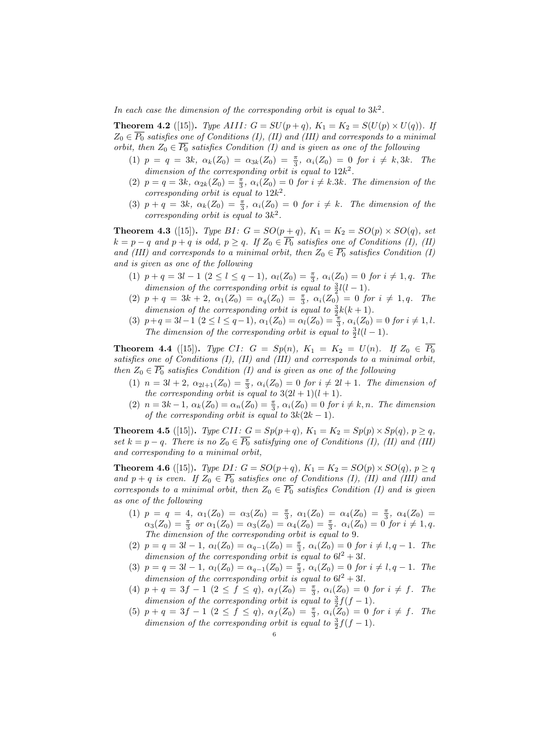*In each case the dimension of the corresponding orbit is equal to $3k^2$.*

**Theorem 4.2** ([15]). *Type AIII: $G = SU(p+q)$, $K_1 = K_2 = S(U(p)\times U(q))$. If $Z_0 \in \overline{P_0}$ satisfies one of Conditions (I), (II) and (III) and corresponds to a minimal orbit, then $Z_0 \in \overline{P_0}$ satisfies Condition (I) and is given as one of the following*

1. *$p = q = 3k$, $\alpha_k(Z_0) = \alpha_{3k}(Z_0) = \frac{\pi}{3}$, $\alpha_i(Z_0) = 0$ for $i \neq k, 3k$. The dimension of the corresponding orbit is equal to $12k^2$.*
2. *$p = q = 3k$, $\alpha_{2k}(Z_0) = \frac{\pi}{3}$, $\alpha_i(Z_0) = 0$ for $i \neq k.3k$. The dimension of the corresponding orbit is equal to $12k^2$.*
3. *$p+q = 3k$, $\alpha_k(Z_0) = \frac{\pi}{3}$, $\alpha_i(Z_0) = 0$ for $i \neq k$. The dimension of the corresponding orbit is equal to $3k^2$.*

**Theorem 4.3** ([15]). *Type BI: $G = SO(p+q)$, $K_1 = K_2 = SO(p)\times SO(q)$, set $k = p-q$ and $p+q$ is odd, $p \geq q$. If $Z_0 \in \overline{P_0}$ satisfies one of Conditions (I), (II) and (III) and corresponds to a minimal orbit, then $Z_0 \in \overline{P_0}$ satisfies Condition (I) and is given as one of the following*

1. *$p+q = 3l-1$ $(2 \leq l \leq q-1)$, $\alpha_l(Z_0) = \frac{\pi}{3}$, $\alpha_i(Z_0) = 0$ for $i \neq 1, q$. The dimension of the corresponding orbit is equal to $\frac{3}{2}l(l-1)$.*
2. *$p+q = 3k+2$, $\alpha_1(Z_0) = \alpha_q(Z_0) = \frac{\pi}{3}$, $\alpha_i(Z_0) = 0$ for $i \neq 1, q$. The dimension of the corresponding orbit is equal to $\frac{3}{2}k(k+1)$.*
3. *$p+q = 3l-1$ $(2 \leq l \leq q-1)$, $\alpha_1(Z_0) = \alpha_l(Z_0) = \frac{\pi}{3}$, $\alpha_i(Z_0) = 0$ for $i \neq 1, l$. The dimension of the corresponding orbit is equal to $\frac{3}{2}l(l-1)$.*

**Theorem 4.4** ([15]). *Type CI: $G = Sp(n)$, $K_1 = K_2 = U(n)$. If $Z_0 \in \overline{P_0}$ satisfies one of Conditions (I), (II) and (III) and corresponds to a minimal orbit, then $Z_0 \in \overline{P_0}$ satisfies Condition (I) and is given as one of the following*

1. *$n = 3l+2$, $\alpha_{2l+1}(Z_0) = \frac{\pi}{3}$, $\alpha_i(Z_0) = 0$ for $i \neq 2l+1$. The dimension of the corresponding orbit is equal to $3(2l+1)(l+1)$.*
2. *$n = 3k-1$, $\alpha_k(Z_0) = \alpha_n(Z_0) = \frac{\pi}{3}$, $\alpha_i(Z_0) = 0$ for $i \neq k, n$. The dimension of the corresponding orbit is equal to $3k(2k-1)$.*

**Theorem 4.5** ([15]). *Type CII: $G = Sp(p+q)$, $K_1 = K_2 = Sp(p)\times Sp(q)$, $p \geq q$, set $k = p-q$. There is no $Z_0 \in \overline{P_0}$ satisfying one of Conditions (I), (II) and (III) and corresponding to a minimal orbit,*

**Theorem 4.6** ([15]). *Type DI: $G = SO(p+q)$, $K_1 = K_2 = SO(p)\times SO(q)$, $p \geq q$ and $p+q$ is even. If $Z_0 \in \overline{P_0}$ satisfies one of Conditions (I), (II) and (III) and corresponds to a minimal orbit, then $Z_0 \in \overline{P_0}$ satisfies Condition (I) and is given as one of the following*

1. *$p = q = 4$, $\alpha_1(Z_0) = \alpha_3(Z_0) = \frac{\pi}{3}$, $\alpha_1(Z_0) = \alpha_4(Z_0) = \frac{\pi}{3}$, $\alpha_4(Z_0) = \alpha_3(Z_0) = \frac{\pi}{3}$ or $\alpha_1(Z_0) = \alpha_3(Z_0) = \alpha_4(Z_0) = \frac{\pi}{3}$. $\alpha_i(Z_0) = 0$ for $i \neq 1, q$. The dimension of the corresponding orbit is equal to $9$.*
2. *$p = q = 3l-1$, $\alpha_l(Z_0) = \alpha_{q-1}(Z_0) = \frac{\pi}{3}$, $\alpha_i(Z_0) = 0$ for $i \neq l, q-1$. The dimension of the corresponding orbit is equal to $6l^2+3l$.*
3. *$p = q = 3l-1$, $\alpha_l(Z_0) = \alpha_{q-1}(Z_0) = \frac{\pi}{3}$, $\alpha_i(Z_0) = 0$ for $i \neq l, q-1$. The dimension of the corresponding orbit is equal to $6l^2+3l$.*
4. *$p+q = 3f-1$ $(2 \leq f \leq q)$, $\alpha_f(Z_0) = \frac{\pi}{3}$, $\alpha_i(Z_0) = 0$ for $i \neq f$. The dimension of the corresponding orbit is equal to $\frac{3}{2}f(f-1)$.*
5. *$p+q = 3f-1$ $(2 \leq f \leq q)$, $\alpha_f(Z_0) = \frac{\pi}{3}$, $\alpha_i(Z_0) = 0$ for $i \neq f$. The dimension of the corresponding orbit is equal to $\frac{3}{2}f(f-1)$.*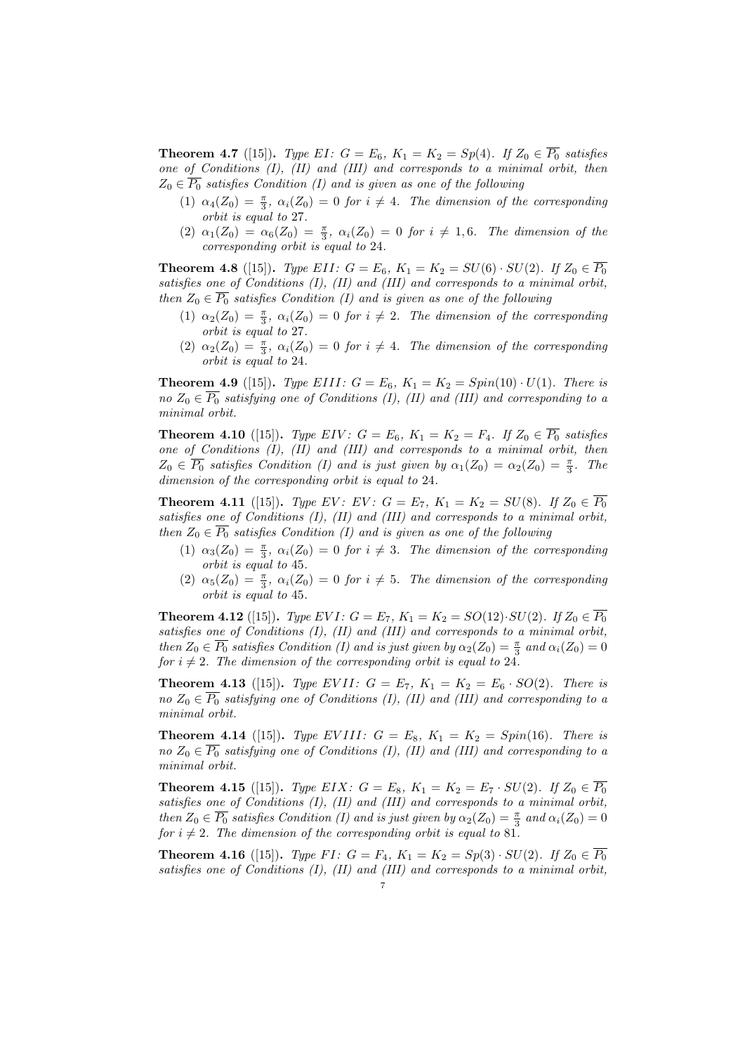**Theorem 4.7** ([15]). *Type EI: $G = E_6$, $K_1 = K_2 = Sp(4)$. If $Z_0 \in \overline{P_0}$ satisfies one of Conditions (I), (II) and (III) and corresponds to a minimal orbit, then $Z_0 \in \overline{P_0}$ satisfies Condition (I) and is given as one of the following*

1. *$\alpha_4(Z_0) = \frac{\pi}{3}$, $\alpha_i(Z_0) = 0$ for $i \neq 4$. The dimension of the corresponding orbit is equal to 27.*
2. *$\alpha_1(Z_0) = \alpha_6(Z_0) = \frac{\pi}{3}$, $\alpha_i(Z_0) = 0$ for $i \neq 1, 6$. The dimension of the corresponding orbit is equal to 24.*

**Theorem 4.8** ([15]). *Type EII: $G = E_6$, $K_1 = K_2 = SU(6) \cdot SU(2)$. If $Z_0 \in \overline{P_0}$ satisfies one of Conditions (I), (II) and (III) and corresponds to a minimal orbit, then $Z_0 \in \overline{P_0}$ satisfies Condition (I) and is given as one of the following*

1. *$\alpha_2(Z_0) = \frac{\pi}{3}$, $\alpha_i(Z_0) = 0$ for $i \neq 2$. The dimension of the corresponding orbit is equal to 27.*
2. *$\alpha_2(Z_0) = \frac{\pi}{3}$, $\alpha_i(Z_0) = 0$ for $i \neq 4$. The dimension of the corresponding orbit is equal to 24.*

**Theorem 4.9** ([15]). *Type EIII: $G = E_6$, $K_1 = K_2 = Spin(10) \cdot U(1)$. There is no $Z_0 \in \overline{P_0}$ satisfying one of Conditions (I), (II) and (III) and corresponding to a minimal orbit.*

**Theorem 4.10** ([15]). *Type EIV: $G = E_6$, $K_1 = K_2 = F_4$. If $Z_0 \in \overline{P_0}$ satisfies one of Conditions (I), (II) and (III) and corresponds to a minimal orbit, then $Z_0 \in \overline{P_0}$ satisfies Condition (I) and is just given by $\alpha_1(Z_0) = \alpha_2(Z_0) = \frac{\pi}{3}$. The dimension of the corresponding orbit is equal to 24.*

**Theorem 4.11** ([15]). *Type EV: EV: $G = E_7$, $K_1 = K_2 = SU(8)$. If $Z_0 \in \overline{P_0}$ satisfies one of Conditions (I), (II) and (III) and corresponds to a minimal orbit, then $Z_0 \in \overline{P_0}$ satisfies Condition (I) and is given as one of the following*

1. *$\alpha_3(Z_0) = \frac{\pi}{3}$, $\alpha_i(Z_0) = 0$ for $i \neq 3$. The dimension of the corresponding orbit is equal to 45.*
2. *$\alpha_5(Z_0) = \frac{\pi}{3}$, $\alpha_i(Z_0) = 0$ for $i \neq 5$. The dimension of the corresponding orbit is equal to 45.*

**Theorem 4.12** ([15]). *Type EVI: $G = E_7$, $K_1 = K_2 = SO(12) \cdot SU(2)$. If $Z_0 \in \overline{P_0}$ satisfies one of Conditions (I), (II) and (III) and corresponds to a minimal orbit, then $Z_0 \in \overline{P_0}$ satisfies Condition (I) and is just given by $\alpha_2(Z_0) = \frac{\pi}{3}$ and $\alpha_i(Z_0) = 0$ for $i \neq 2$. The dimension of the corresponding orbit is equal to 24.*

**Theorem 4.13** ([15]). *Type EVII: $G = E_7$, $K_1 = K_2 = E_6 \cdot SO(2)$. There is no $Z_0 \in \overline{P_0}$ satisfying one of Conditions (I), (II) and (III) and corresponding to a minimal orbit.*

**Theorem 4.14** ([15]). *Type EVIII: $G = E_8$, $K_1 = K_2 = Spin(16)$. There is no $Z_0 \in \overline{P_0}$ satisfying one of Conditions (I), (II) and (III) and corresponding to a minimal orbit.*

**Theorem 4.15** ([15]). *Type EIX: $G = E_8$, $K_1 = K_2 = E_7 \cdot SU(2)$. If $Z_0 \in \overline{P_0}$ satisfies one of Conditions (I), (II) and (III) and corresponds to a minimal orbit, then $Z_0 \in \overline{P_0}$ satisfies Condition (I) and is just given by $\alpha_2(Z_0) = \frac{\pi}{3}$ and $\alpha_i(Z_0) = 0$ for $i \neq 2$. The dimension of the corresponding orbit is equal to 81.*

**Theorem 4.16** ([15]). *Type FI: $G = F_4$, $K_1 = K_2 = Sp(3) \cdot SU(2)$. If $Z_0 \in \overline{P_0}$ satisfies one of Conditions (I), (II) and (III) and corresponds to a minimal orbit,*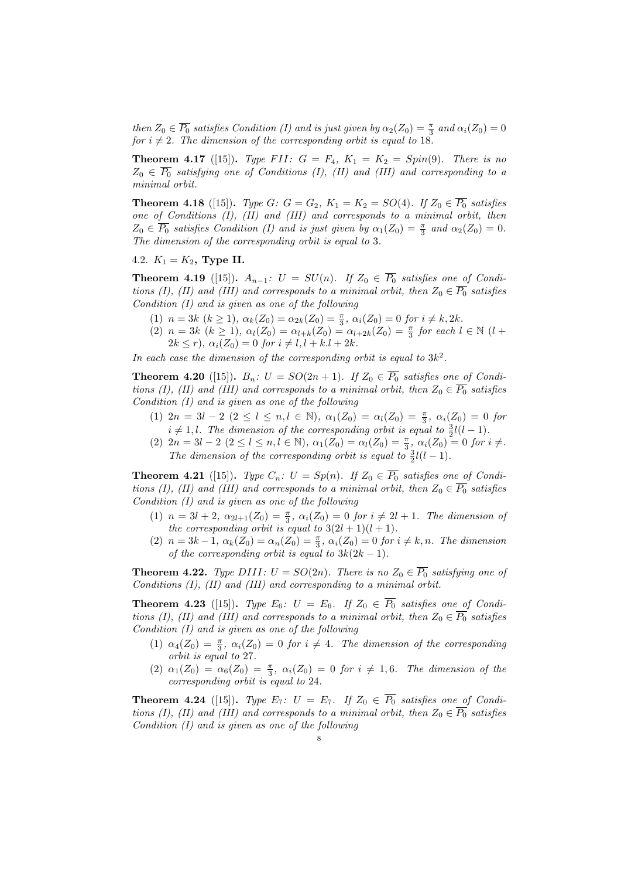*then $Z_0 \in \overline{P_0}$ satisfies Condition (I) and is just given by $\alpha_2(Z_0) = \frac{\pi}{3}$ and $\alpha_i(Z_0) = 0$ for $i \neq 2$. The dimension of the corresponding orbit is equal to* 18.

**Theorem 4.17** ([15])**.** *Type FII: $G = F_4$, $K_1 = K_2 = Spin(9)$. There is no $Z_0 \in \overline{P_0}$ satisfying one of Conditions (I), (II) and (III) and corresponding to a minimal orbit.*

**Theorem 4.18** ([15])**.** *Type G: $G = G_2$, $K_1 = K_2 = SO(4)$. If $Z_0 \in \overline{P_0}$ satisfies one of Conditions (I), (II) and (III) and corresponds to a minimal orbit, then $Z_0 \in \overline{P_0}$ satisfies Condition (I) and is just given by $\alpha_1(Z_0) = \frac{\pi}{3}$ and $\alpha_2(Z_0) = 0$. The dimension of the corresponding orbit is equal to* 3.

4.2. $K_1 = K_2$**, Type II.**

**Theorem 4.19** ([15])**.** *$A_{n-1}$: $U = SU(n)$. If $Z_0 \in \overline{P_0}$ satisfies one of Conditions (I), (II) and (III) and corresponds to a minimal orbit, then $Z_0 \in \overline{P_0}$ satisfies Condition (I) and is given as one of the following*

1. *$n = 3k$ $(k \geq 1)$, $\alpha_k(Z_0) = \alpha_{2k}(Z_0) = \frac{\pi}{3}$, $\alpha_i(Z_0) = 0$ for $i \neq k, 2k$.*
2. *$n = 3k$ $(k \geq 1)$, $\alpha_l(Z_0) = \alpha_{l+k}(Z_0) = \alpha_{l+2k}(Z_0) = \frac{\pi}{3}$ for each $l \in \mathbb{N}$ $(l + 2k \leq r)$, $\alpha_i(Z_0) = 0$ for $i \neq l, l + k.l + 2k$.*

*In each case the dimension of the corresponding orbit is equal to $3k^2$.*

**Theorem 4.20** ([15])**.** *$B_n$: $U = SO(2n+1)$. If $Z_0 \in \overline{P_0}$ satisfies one of Conditions (I), (II) and (III) and corresponds to a minimal orbit, then $Z_0 \in \overline{P_0}$ satisfies Condition (I) and is given as one of the following*

1. *$2n = 3l - 2$ $(2 \leq l \leq n, l \in \mathbb{N})$, $\alpha_1(Z_0) = \alpha_l(Z_0) = \frac{\pi}{3}$, $\alpha_i(Z_0) = 0$ for $i \neq 1, l$. The dimension of the corresponding orbit is equal to $\frac{3}{2}l(l-1)$.*
2. *$2n = 3l - 2$ $(2 \leq l \leq n, l \in \mathbb{N})$, $\alpha_1(Z_0) = \alpha_l(Z_0) = \frac{\pi}{3}$, $\alpha_i(Z_0) = 0$ for $i \neq$. The dimension of the corresponding orbit is equal to $\frac{3}{2}l(l-1)$.*

**Theorem 4.21** ([15])**.** *Type $C_n$: $U = Sp(n)$. If $Z_0 \in \overline{P_0}$ satisfies one of Conditions (I), (II) and (III) and corresponds to a minimal orbit, then $Z_0 \in \overline{P_0}$ satisfies Condition (I) and is given as one of the following*

1. *$n = 3l + 2$, $\alpha_{2l+1}(Z_0) = \frac{\pi}{3}$, $\alpha_i(Z_0) = 0$ for $i \neq 2l + 1$. The dimension of the corresponding orbit is equal to $3(2l + 1)(l + 1)$.*
2. *$n = 3k - 1$, $\alpha_k(Z_0) = \alpha_n(Z_0) = \frac{\pi}{3}$, $\alpha_i(Z_0) = 0$ for $i \neq k, n$. The dimension of the corresponding orbit is equal to $3k(2k - 1)$.*

**Theorem 4.22.** *Type DIII: $U = SO(2n)$. There is no $Z_0 \in \overline{P_0}$ satisfying one of Conditions (I), (II) and (III) and corresponding to a minimal orbit.*

**Theorem 4.23** ([15])**.** *Type $E_6$: $U = E_6$. If $Z_0 \in \overline{P_0}$ satisfies one of Conditions (I), (II) and (III) and corresponds to a minimal orbit, then $Z_0 \in \overline{P_0}$ satisfies Condition (I) and is given as one of the following*

1. *$\alpha_4(Z_0) = \frac{\pi}{3}$, $\alpha_i(Z_0) = 0$ for $i \neq 4$. The dimension of the corresponding orbit is equal to* 27.
2. *$\alpha_1(Z_0) = \alpha_6(Z_0) = \frac{\pi}{3}$, $\alpha_i(Z_0) = 0$ for $i \neq 1, 6$. The dimension of the corresponding orbit is equal to* 24.

**Theorem 4.24** ([15])**.** *Type $E_7$: $U = E_7$. If $Z_0 \in \overline{P_0}$ satisfies one of Conditions (I), (II) and (III) and corresponds to a minimal orbit, then $Z_0 \in \overline{P_0}$ satisfies Condition (I) and is given as one of the following*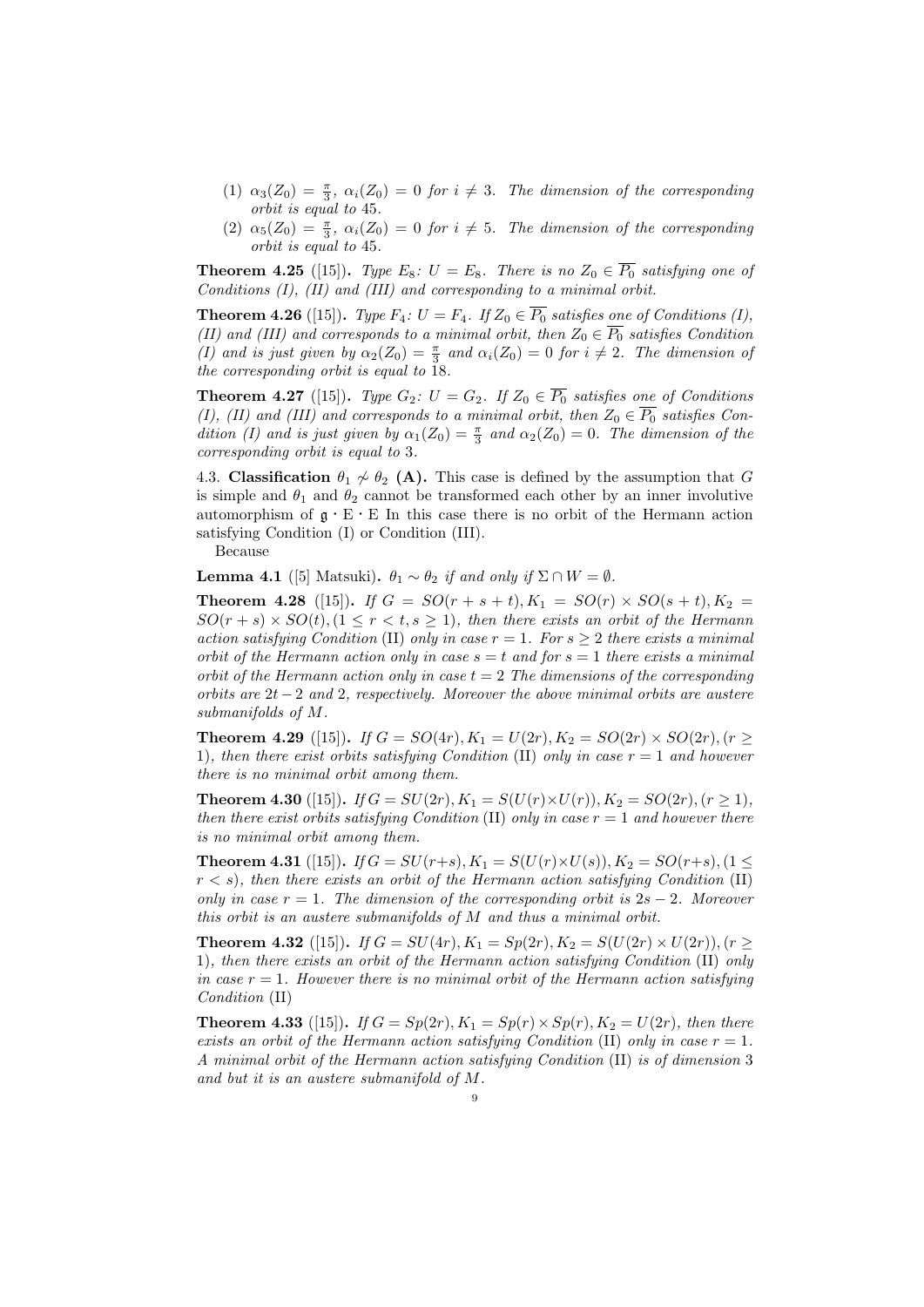(1) $\alpha_3(Z_0) = \frac{\pi}{3}$, $\alpha_i(Z_0) = 0$ *for* $i \neq 3$. *The dimension of the corresponding orbit is equal to* 45.

(2) $\alpha_5(Z_0) = \frac{\pi}{3}$, $\alpha_i(Z_0) = 0$ *for* $i \neq 5$. *The dimension of the corresponding orbit is equal to* 45.

**Theorem 4.25** ([15])**.** *Type* $E_8$*:* $U = E_8$*. There is no* $Z_0 \in \overline{P_0}$ *satisfying one of Conditions (I), (II) and (III) and corresponding to a minimal orbit.*

**Theorem 4.26** ([15])**.** *Type* $F_4$*:* $U = F_4$*. If* $Z_0 \in \overline{P_0}$ *satisfies one of Conditions (I), (II) and (III) and corresponds to a minimal orbit, then* $Z_0 \in \overline{P_0}$ *satisfies Condition (I) and is just given by* $\alpha_2(Z_0) = \frac{\pi}{3}$ *and* $\alpha_i(Z_0) = 0$ *for* $i \neq 2$*. The dimension of the corresponding orbit is equal to* 18.

**Theorem 4.27** ([15])**.** *Type* $G_2$*:* $U = G_2$*. If* $Z_0 \in \overline{P_0}$ *satisfies one of Conditions (I), (II) and (III) and corresponds to a minimal orbit, then* $Z_0 \in \overline{P_0}$ *satisfies Condition (I) and is just given by* $\alpha_1(Z_0) = \frac{\pi}{3}$ *and* $\alpha_2(Z_0) = 0$*. The dimension of the corresponding orbit is equal to* 3.

4.3. **Classification** $\theta_1 \not\sim \theta_2$ **(A).** This case is defined by the assumption that $G$ is simple and $\theta_1$ and $\theta_2$ cannot be transformed each other by an inner involutive automorphism of $\mathfrak{g} \cdot$ E $\cdot$ E In this case there is no orbit of the Hermann action satisfying Condition (I) or Condition (III).

Because

**Lemma 4.1** ([5] Matsuki)**.** $\theta_1 \sim \theta_2$ *if and only if* $\Sigma \cap W = \emptyset$*.*

**Theorem 4.28** ([15])**.** *If* $G = SO(r+s+t), K_1 = SO(r) \times SO(s+t), K_2 = SO(r+s) \times SO(t), (1 \leq r < t, s \geq 1)$*, then there exists an orbit of the Hermann action satisfying Condition* (II) *only in case* $r = 1$*. For* $s \geq 2$ *there exists a minimal orbit of the Hermann action only in case* $s = t$ *and for* $s = 1$ *there exists a minimal orbit of the Hermann action only in case* $t = 2$ *The dimensions of the corresponding orbits are* $2t - 2$ *and* 2*, respectively. Moreover the above minimal orbits are austere submanifolds of* $M$*.*

**Theorem 4.29** ([15])**.** *If* $G = SO(4r), K_1 = U(2r), K_2 = SO(2r) \times SO(2r), (r \geq 1)$*, then there exist orbits satisfying Condition* (II) *only in case* $r = 1$ *and however there is no minimal orbit among them.*

**Theorem 4.30** ([15])**.** *If* $G = SU(2r), K_1 = S(U(r) \times U(r)), K_2 = SO(2r), (r \geq 1)$*, then there exist orbits satisfying Condition* (II) *only in case* $r = 1$ *and however there is no minimal orbit among them.*

**Theorem 4.31** ([15])**.** *If* $G = SU(r+s), K_1 = S(U(r) \times U(s)), K_2 = SO(r+s), (1 \leq r < s)$*, then there exists an orbit of the Hermann action satisfying Condition* (II) *only in case* $r = 1$*. The dimension of the corresponding orbit is* $2s - 2$*. Moreover this orbit is an austere submanifolds of* $M$ *and thus a minimal orbit.*

**Theorem 4.32** ([15])**.** *If* $G = SU(4r), K_1 = Sp(2r), K_2 = S(U(2r) \times U(2r)), (r \geq 1)$*, then there exists an orbit of the Hermann action satisfying Condition* (II) *only in case* $r = 1$*. However there is no minimal orbit of the Hermann action satisfying Condition* (II)

**Theorem 4.33** ([15])**.** *If* $G = Sp(2r), K_1 = Sp(r) \times Sp(r), K_2 = U(2r)$*, then there exists an orbit of the Hermann action satisfying Condition* (II) *only in case* $r = 1$*. A minimal orbit of the Hermann action satisfying Condition* (II) *is of dimension* 3 *and but it is an austere submanifold of* $M$*.*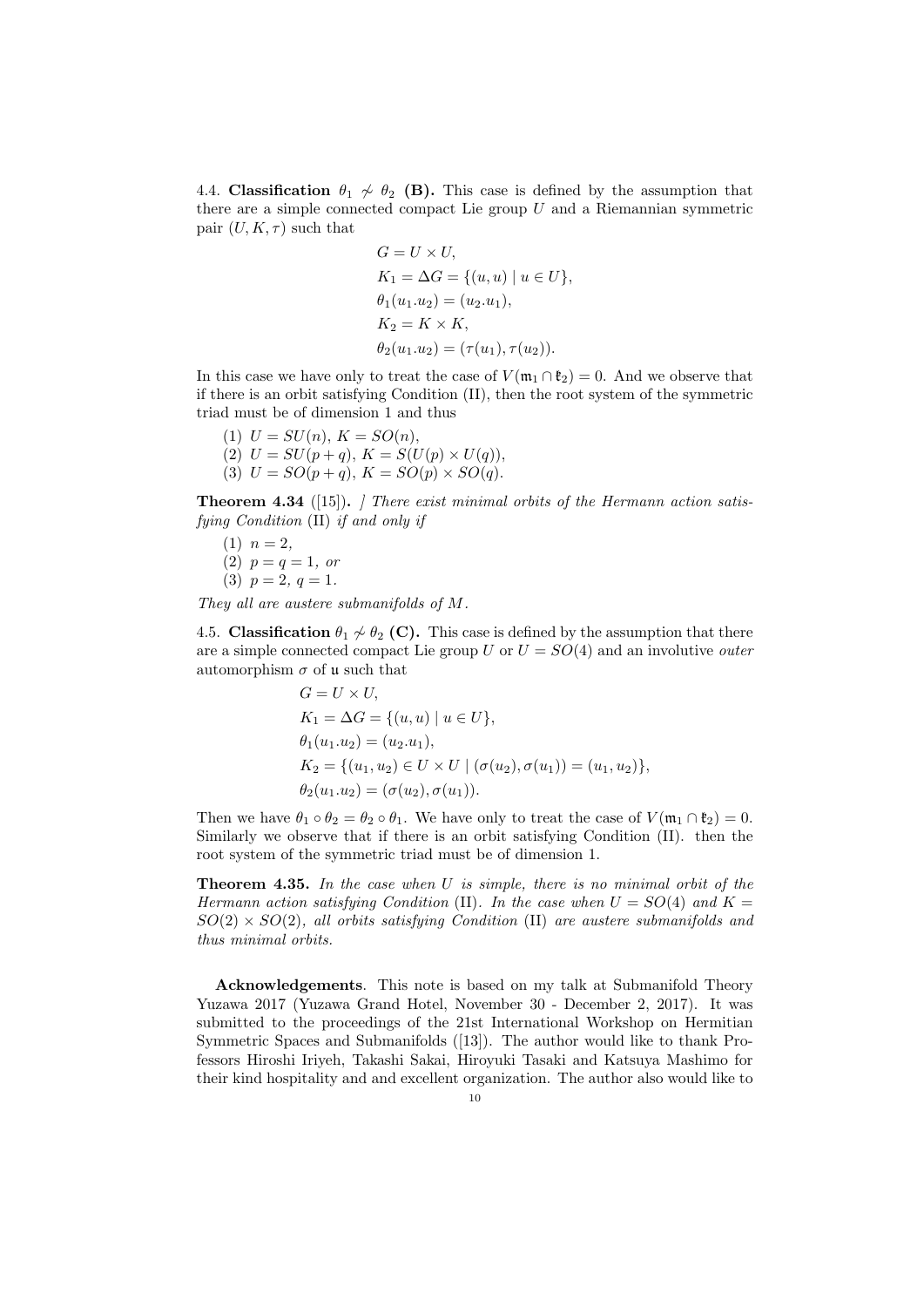4.4. **Classification** $\theta_1 \not\sim \theta_2$ **(B).** This case is defined by the assumption that there are a simple connected compact Lie group $U$ and a Riemannian symmetric pair $(U, K, \tau)$ such that

$$
\begin{aligned}
G &= U \times U, \\
K_1 &= \Delta G = \{(u, u) \mid u \in U\}, \\
\theta_1(u_1.u_2) &= (u_2.u_1), \\
K_2 &= K \times K, \\
\theta_2(u_1.u_2) &= (\tau(u_1), \tau(u_2)).
\end{aligned}
$$

In this case we have only to treat the case of $V(\mathfrak{m}_1 \cap \mathfrak{k}_2) = 0$. And we observe that if there is an orbit satisfying Condition (II), then the root system of the symmetric triad must be of dimension 1 and thus

(1) $U = SU(n)$, $K = SO(n)$,
(2) $U = SU(p+q)$, $K = S(U(p) \times U(q))$,
(3) $U = SO(p+q)$, $K = SO(p) \times SO(q)$.

**Theorem 4.34** ([15])**.** *] There exist minimal orbits of the Hermann action satisfying Condition* (II) *if and only if*

(1) $n = 2$,
(2) $p = q = 1$, *or*
(3) $p = 2$, $q = 1$.

*They all are austere submanifolds of $M$.*

4.5. **Classification** $\theta_1 \not\sim \theta_2$ **(C).** This case is defined by the assumption that there are a simple connected compact Lie group $U$ or $U = SO(4)$ and an involutive *outer* automorphism $\sigma$ of $\mathfrak{u}$ such that

$$
\begin{aligned}
G &= U \times U, \\
K_1 &= \Delta G = \{(u, u) \mid u \in U\}, \\
\theta_1(u_1.u_2) &= (u_2.u_1), \\
K_2 &= \{(u_1, u_2) \in U \times U \mid (\sigma(u_2), \sigma(u_1)) = (u_1, u_2)\}, \\
\theta_2(u_1.u_2) &= (\sigma(u_2), \sigma(u_1)).
\end{aligned}
$$

Then we have $\theta_1 \circ \theta_2 = \theta_2 \circ \theta_1$. We have only to treat the case of $V(\mathfrak{m}_1 \cap \mathfrak{k}_2) = 0$. Similarly we observe that if there is an orbit satisfying Condition (II). then the root system of the symmetric triad must be of dimension 1.

**Theorem 4.35.** *In the case when $U$ is simple, there is no minimal orbit of the Hermann action satisfying Condition* (II). *In the case when $U = SO(4)$ and $K = SO(2) \times SO(2)$, all orbits satisfying Condition* (II) *are austere submanifolds and thus minimal orbits.*

**Acknowledgements**. This note is based on my talk at Submanifold Theory Yuzawa 2017 (Yuzawa Grand Hotel, November 30 - December 2, 2017). It was submitted to the proceedings of the 21st International Workshop on Hermitian Symmetric Spaces and Submanifolds ([13]). The author would like to thank Professors Hiroshi Iriyeh, Takashi Sakai, Hiroyuki Tasaki and Katsuya Mashimo for their kind hospitality and and excellent organization. The author also would like to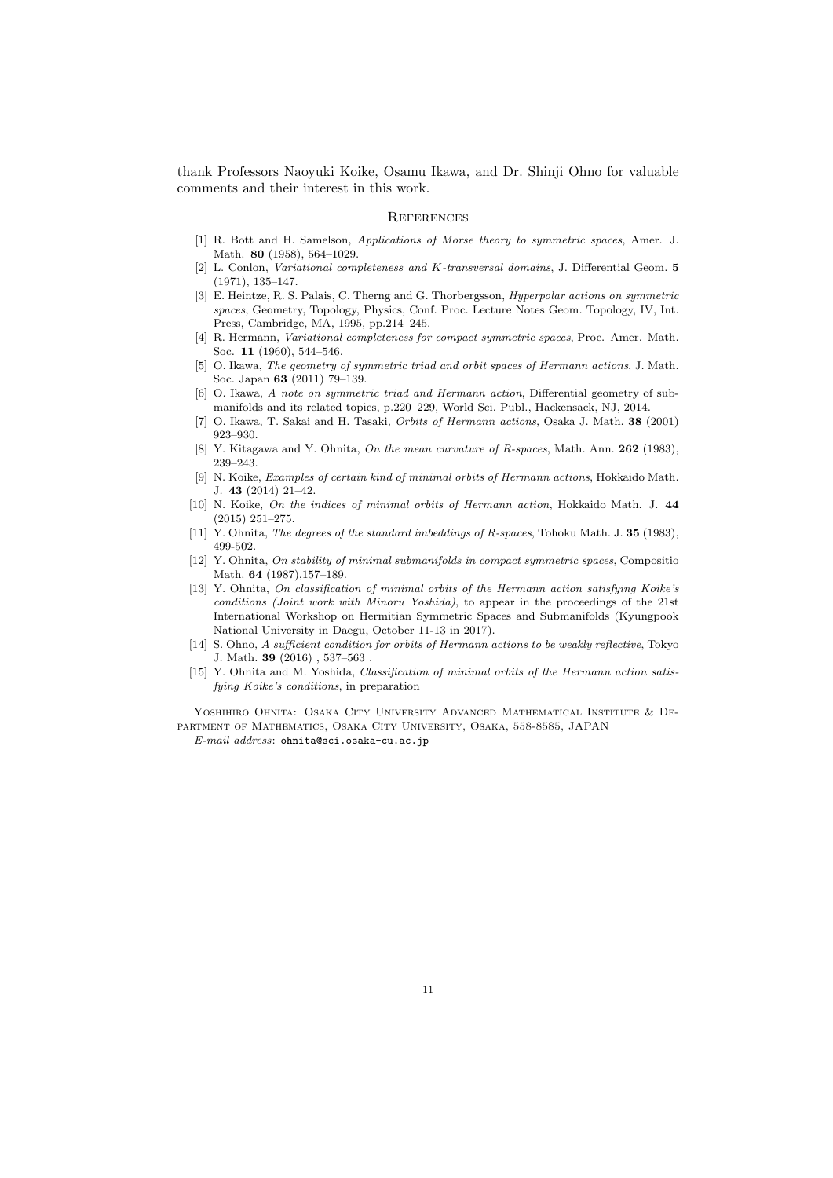thank Professors Naoyuki Koike, Osamu Ikawa, and Dr. Shinji Ohno for valuable comments and their interest in this work.

## References

[1] R. Bott and H. Samelson, *Applications of Morse theory to symmetric spaces*, Amer. J. Math. **80** (1958), 564–1029.

[2] L. Conlon, *Variational completeness and K-transversal domains*, J. Differential Geom. **5** (1971), 135–147.

[3] E. Heintze, R. S. Palais, C. Therng and G. Thorbergsson, *Hyperpolar actions on symmetric spaces*, Geometry, Topology, Physics, Conf. Proc. Lecture Notes Geom. Topology, IV, Int. Press, Cambridge, MA, 1995, pp.214–245.

[4] R. Hermann, *Variational completeness for compact symmetric spaces*, Proc. Amer. Math. Soc. **11** (1960), 544–546.

[5] O. Ikawa, *The geometry of symmetric triad and orbit spaces of Hermann actions*, J. Math. Soc. Japan **63** (2011) 79–139.

[6] O. Ikawa, *A note on symmetric triad and Hermann action*, Differential geometry of submanifolds and its related topics, p.220–229, World Sci. Publ., Hackensack, NJ, 2014.

[7] O. Ikawa, T. Sakai and H. Tasaki, *Orbits of Hermann actions*, Osaka J. Math. **38** (2001) 923–930.

[8] Y. Kitagawa and Y. Ohnita, *On the mean curvature of R-spaces*, Math. Ann. **262** (1983), 239–243.

[9] N. Koike, *Examples of certain kind of minimal orbits of Hermann actions*, Hokkaido Math. J. **43** (2014) 21–42.

[10] N. Koike, *On the indices of minimal orbits of Hermann action*, Hokkaido Math. J. **44** (2015) 251–275.

[11] Y. Ohnita, *The degrees of the standard imbeddings of R-spaces*, Tohoku Math. J. **35** (1983), 499-502.

[12] Y. Ohnita, *On stability of minimal submanifolds in compact symmetric spaces*, Compositio Math. **64** (1987),157–189.

[13] Y. Ohnita, *On classification of minimal orbits of the Hermann action satisfying Koike's conditions (Joint work with Minoru Yoshida)*, to appear in the proceedings of the 21st International Workshop on Hermitian Symmetric Spaces and Submanifolds (Kyungpook National University in Daegu, October 11-13 in 2017).

[14] S. Ohno, *A sufficient condition for orbits of Hermann actions to be weakly reflective*, Tokyo J. Math. **39** (2016) , 537–563 .

[15] Y. Ohnita and M. Yoshida, *Classification of minimal orbits of the Hermann action satisfying Koike's conditions*, in preparation

Yoshihiro Ohnita: Osaka City University Advanced Mathematical Institute & Department of Mathematics, Osaka City University, Osaka, 558-8585, JAPAN

*E-mail address*: ohnita@sci.osaka-cu.ac.jp